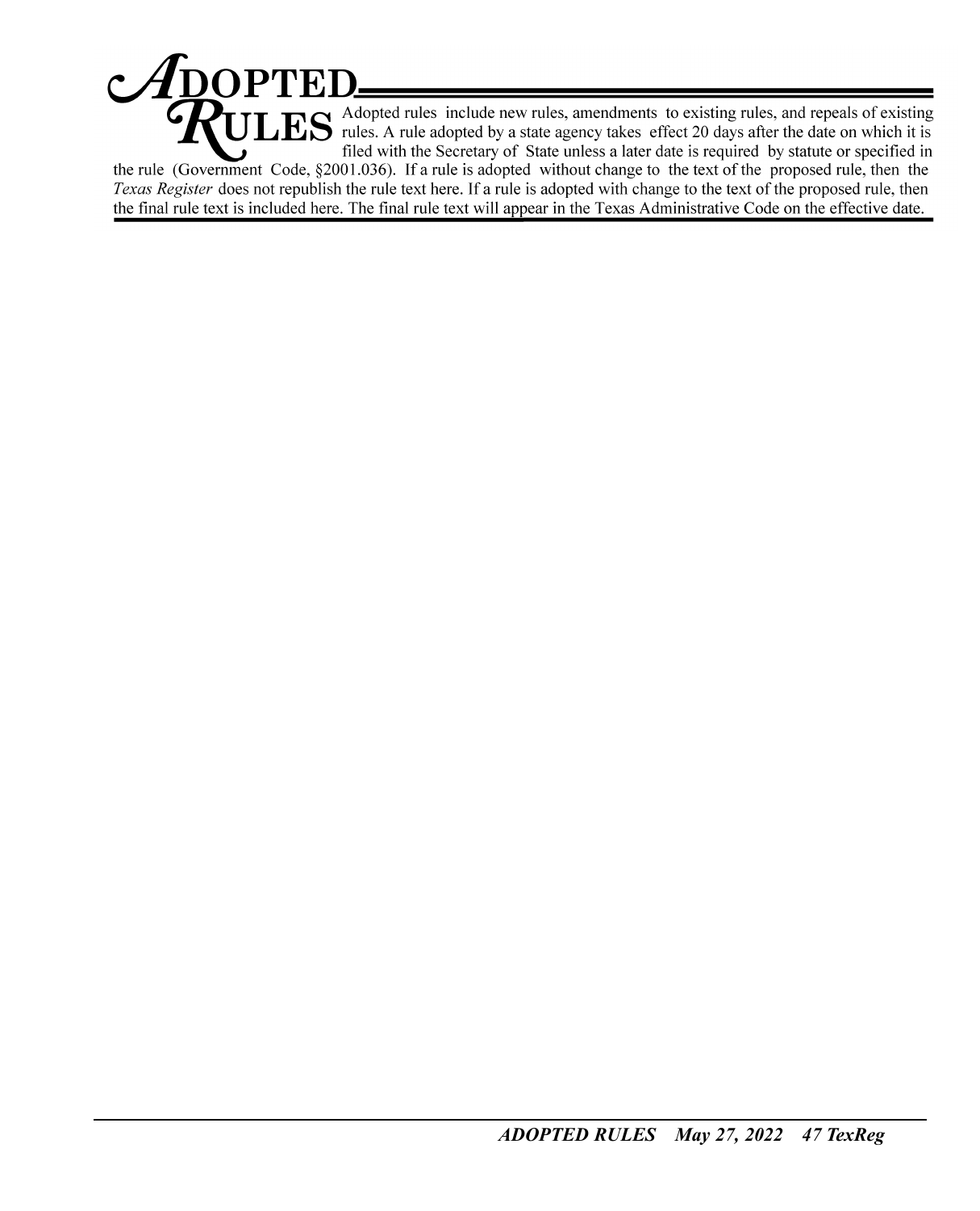# ADOPTED RULES

Adopted rules include new rules, amendments to existing rules, and repeals of existing rules. A rule adopted by a state agency takes effect 20 days after the date on which it is filed with the Secretary of State unless a later date is required by statute or specified in the rule (Government Code, §2001.036). If a rule is adopted without change to the text of the proposed rule, then the *Texas Register* does not republish the rule text here. If a rule is adopted with change to the text of the proposed rule, then the final rule text is included here. The final rule text will appear in the Texas Administrative Code on the effective date.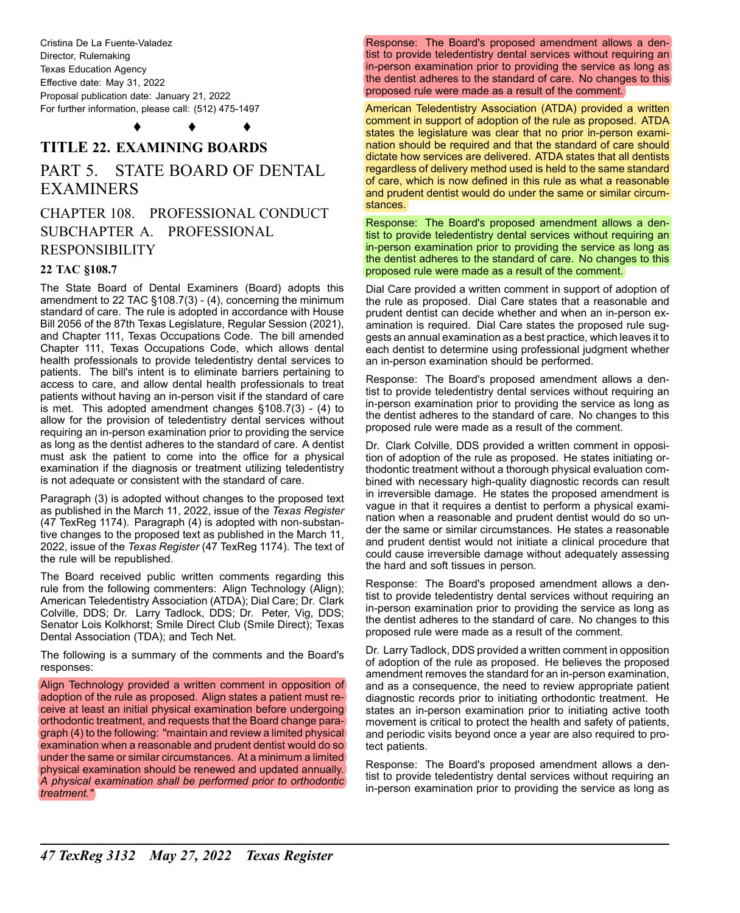Cristina De La Fuente-Valadez
Director, Rulemaking
Texas Education Agency
Effective date: May 31, 2022
Proposal publication date: January 21, 2022
For further information, please call: (512) 475-1497

♦ ♦ ♦

# TITLE 22. EXAMINING BOARDS

## PART 5. STATE BOARD OF DENTAL EXAMINERS

### CHAPTER 108. PROFESSIONAL CONDUCT
### SUBCHAPTER A. PROFESSIONAL RESPONSIBILITY

**22 TAC §108.7**

The State Board of Dental Examiners (Board) adopts this amendment to 22 TAC §108.7(3) - (4), concerning the minimum standard of care. The rule is adopted in accordance with House Bill 2056 of the 87th Texas Legislature, Regular Session (2021), and Chapter 111, Texas Occupations Code. The bill amended Chapter 111, Texas Occupations Code, which allows dental health professionals to provide teledentistry dental services to patients. The bill's intent is to eliminate barriers pertaining to access to care, and allow dental health professionals to treat patients without having an in-person visit if the standard of care is met. This adopted amendment changes §108.7(3) - (4) to allow for the provision of teledentistry dental services without requiring an in-person examination prior to providing the service as long as the dentist adheres to the standard of care. A dentist must ask the patient to come into the office for a physical examination if the diagnosis or treatment utilizing teledentistry is not adequate or consistent with the standard of care.

Paragraph (3) is adopted without changes to the proposed text as published in the March 11, 2022, issue of the *Texas Register* (47 TexReg 1174). Paragraph (4) is adopted with non-substantive changes to the proposed text as published in the March 11, 2022, issue of the *Texas Register* (47 TexReg 1174). The text of the rule will be republished.

The Board received public written comments regarding this rule from the following commenters: Align Technology (Align); American Teledentistry Association (ATDA); Dial Care; Dr. Clark Colville, DDS; Dr. Larry Tadlock, DDS; Dr. Peter, Vig, DDS; Senator Lois Kolkhorst; Smile Direct Club (Smile Direct); Texas Dental Association (TDA); and Tech Net.

The following is a summary of the comments and the Board's responses:

Align Technology provided a written comment in opposition of adoption of the rule as proposed. Align states a patient must receive at least an initial physical examination before undergoing orthodontic treatment, and requests that the Board change paragraph (4) to the following: "maintain and review a limited physical examination when a reasonable and prudent dentist would do so under the same or similar circumstances. At a minimum a limited physical examination should be renewed and updated annually. *A physical examination shall be performed prior to orthodontic treatment.*"

Response: The Board's proposed amendment allows a dentist to provide teledentistry dental services without requiring an in-person examination prior to providing the service as long as the dentist adheres to the standard of care. No changes to this proposed rule were made as a result of the comment.

American Teledentistry Association (ATDA) provided a written comment in support of adoption of the rule as proposed. ATDA states the legislature was clear that no prior in-person examination should be required and that the standard of care should dictate how services are delivered. ATDA states that all dentists regardless of delivery method used is held to the same standard of care, which is now defined in this rule as what a reasonable and prudent dentist would do under the same or similar circumstances.

Response: The Board's proposed amendment allows a dentist to provide teledentistry dental services without requiring an in-person examination prior to providing the service as long as the dentist adheres to the standard of care. No changes to this proposed rule were made as a result of the comment.

Dial Care provided a written comment in support of adoption of the rule as proposed. Dial Care states that a reasonable and prudent dentist can decide whether and when an in-person examination is required. Dial Care states the proposed rule suggests an annual examination as a best practice, which leaves it to each dentist to determine using professional judgment whether an in-person examination should be performed.

Response: The Board's proposed amendment allows a dentist to provide teledentistry dental services without requiring an in-person examination prior to providing the service as long as the dentist adheres to the standard of care. No changes to this proposed rule were made as a result of the comment.

Dr. Clark Colville, DDS provided a written comment in opposition of adoption of the rule as proposed. He states initiating orthodontic treatment without a thorough physical evaluation combined with necessary high-quality diagnostic records can result in irreversible damage. He states the proposed amendment is vague in that it requires a dentist to perform a physical examination when a reasonable and prudent dentist would do so under the same or similar circumstances. He states a reasonable and prudent dentist would not initiate a clinical procedure that could cause irreversible damage without adequately assessing the hard and soft tissues in person.

Response: The Board's proposed amendment allows a dentist to provide teledentistry dental services without requiring an in-person examination prior to providing the service as long as the dentist adheres to the standard of care. No changes to this proposed rule were made as a result of the comment.

Dr. Larry Tadlock, DDS provided a written comment in opposition of adoption of the rule as proposed. He believes the proposed amendment removes the standard for an in-person examination, and as a consequence, the need to review appropriate patient diagnostic records prior to initiating orthodontic treatment. He states an in-person examination prior to initiating active tooth movement is critical to protect the health and safety of patients, and periodic visits beyond once a year are also required to protect patients.

Response: The Board's proposed amendment allows a dentist to provide teledentistry dental services without requiring an in-person examination prior to providing the service as long as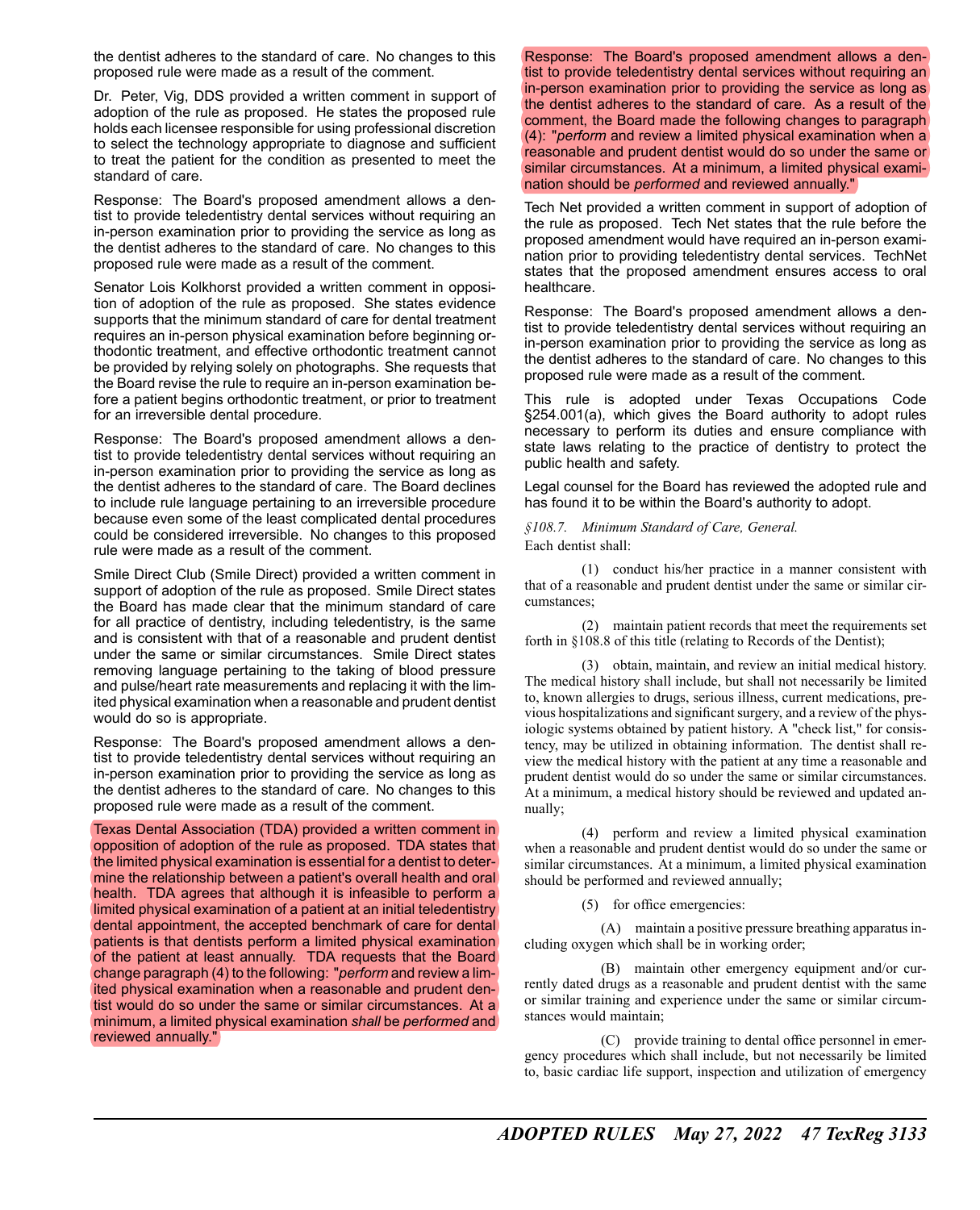the dentist adheres to the standard of care. No changes to this proposed rule were made as a result of the comment.

Dr. Peter, Vig, DDS provided a written comment in support of adoption of the rule as proposed. He states the proposed rule holds each licensee responsible for using professional discretion to select the technology appropriate to diagnose and sufficient to treat the patient for the condition as presented to meet the standard of care.

Response: The Board's proposed amendment allows a dentist to provide teledentistry dental services without requiring an in-person examination prior to providing the service as long as the dentist adheres to the standard of care. No changes to this proposed rule were made as a result of the comment.

Senator Lois Kolkhorst provided a written comment in opposition of adoption of the rule as proposed. She states evidence supports that the minimum standard of care for dental treatment requires an in-person physical examination before beginning orthodontic treatment, and effective orthodontic treatment cannot be provided by relying solely on photographs. She requests that the Board revise the rule to require an in-person examination before a patient begins orthodontic treatment, or prior to treatment for an irreversible dental procedure.

Response: The Board's proposed amendment allows a dentist to provide teledentistry dental services without requiring an in-person examination prior to providing the service as long as the dentist adheres to the standard of care. The Board declines to include rule language pertaining to an irreversible procedure because even some of the least complicated dental procedures could be considered irreversible. No changes to this proposed rule were made as a result of the comment.

Smile Direct Club (Smile Direct) provided a written comment in support of adoption of the rule as proposed. Smile Direct states the Board has made clear that the minimum standard of care for all practice of dentistry, including teledentistry, is the same and is consistent with that of a reasonable and prudent dentist under the same or similar circumstances. Smile Direct states removing language pertaining to the taking of blood pressure and pulse/heart rate measurements and replacing it with the limited physical examination when a reasonable and prudent dentist would do so is appropriate.

Response: The Board's proposed amendment allows a dentist to provide teledentistry dental services without requiring an in-person examination prior to providing the service as long as the dentist adheres to the standard of care. No changes to this proposed rule were made as a result of the comment.

Texas Dental Association (TDA) provided a written comment in opposition of adoption of the rule as proposed. TDA states that the limited physical examination is essential for a dentist to determine the relationship between a patient's overall health and oral health. TDA agrees that although it is infeasible to perform a limited physical examination of a patient at an initial teledentistry dental appointment, the accepted benchmark of care for dental patients is that dentists perform a limited physical examination of the patient at least annually. TDA requests that the Board change paragraph (4) to the following: "*perform* and review a limited physical examination when a reasonable and prudent dentist would do so under the same or similar circumstances. At a minimum, a limited physical examination *shall* be *performed* and reviewed annually."

Response: The Board's proposed amendment allows a dentist to provide teledentistry dental services without requiring an in-person examination prior to providing the service as long as the dentist adheres to the standard of care. As a result of the comment, the Board made the following changes to paragraph (4): "*perform* and review a limited physical examination when a reasonable and prudent dentist would do so under the same or similar circumstances. At a minimum, a limited physical examination should be *performed* and reviewed annually."

Tech Net provided a written comment in support of adoption of the rule as proposed. Tech Net states that the rule before the proposed amendment would have required an in-person examination prior to providing teledentistry dental services. TechNet states that the proposed amendment ensures access to oral healthcare.

Response: The Board's proposed amendment allows a dentist to provide teledentistry dental services without requiring an in-person examination prior to providing the service as long as the dentist adheres to the standard of care. No changes to this proposed rule were made as a result of the comment.

This rule is adopted under Texas Occupations Code §254.001(a), which gives the Board authority to adopt rules necessary to perform its duties and ensure compliance with state laws relating to the practice of dentistry to protect the public health and safety.

Legal counsel for the Board has reviewed the adopted rule and has found it to be within the Board's authority to adopt.

*§108.7. Minimum Standard of Care, General.*

Each dentist shall:

(1) conduct his/her practice in a manner consistent with that of a reasonable and prudent dentist under the same or similar circumstances;

(2) maintain patient records that meet the requirements set forth in §108.8 of this title (relating to Records of the Dentist);

(3) obtain, maintain, and review an initial medical history. The medical history shall include, but shall not necessarily be limited to, known allergies to drugs, serious illness, current medications, previous hospitalizations and significant surgery, and a review of the physiologic systems obtained by patient history. A "check list," for consistency, may be utilized in obtaining information. The dentist shall review the medical history with the patient at any time a reasonable and prudent dentist would do so under the same or similar circumstances. At a minimum, a medical history should be reviewed and updated annually;

(4) perform and review a limited physical examination when a reasonable and prudent dentist would do so under the same or similar circumstances. At a minimum, a limited physical examination should be performed and reviewed annually;

(5) for office emergencies:

(A) maintain a positive pressure breathing apparatus including oxygen which shall be in working order;

(B) maintain other emergency equipment and/or currently dated drugs as a reasonable and prudent dentist with the same or similar training and experience under the same or similar circumstances would maintain;

(C) provide training to dental office personnel in emergency procedures which shall include, but not necessarily be limited to, basic cardiac life support, inspection and utilization of emergency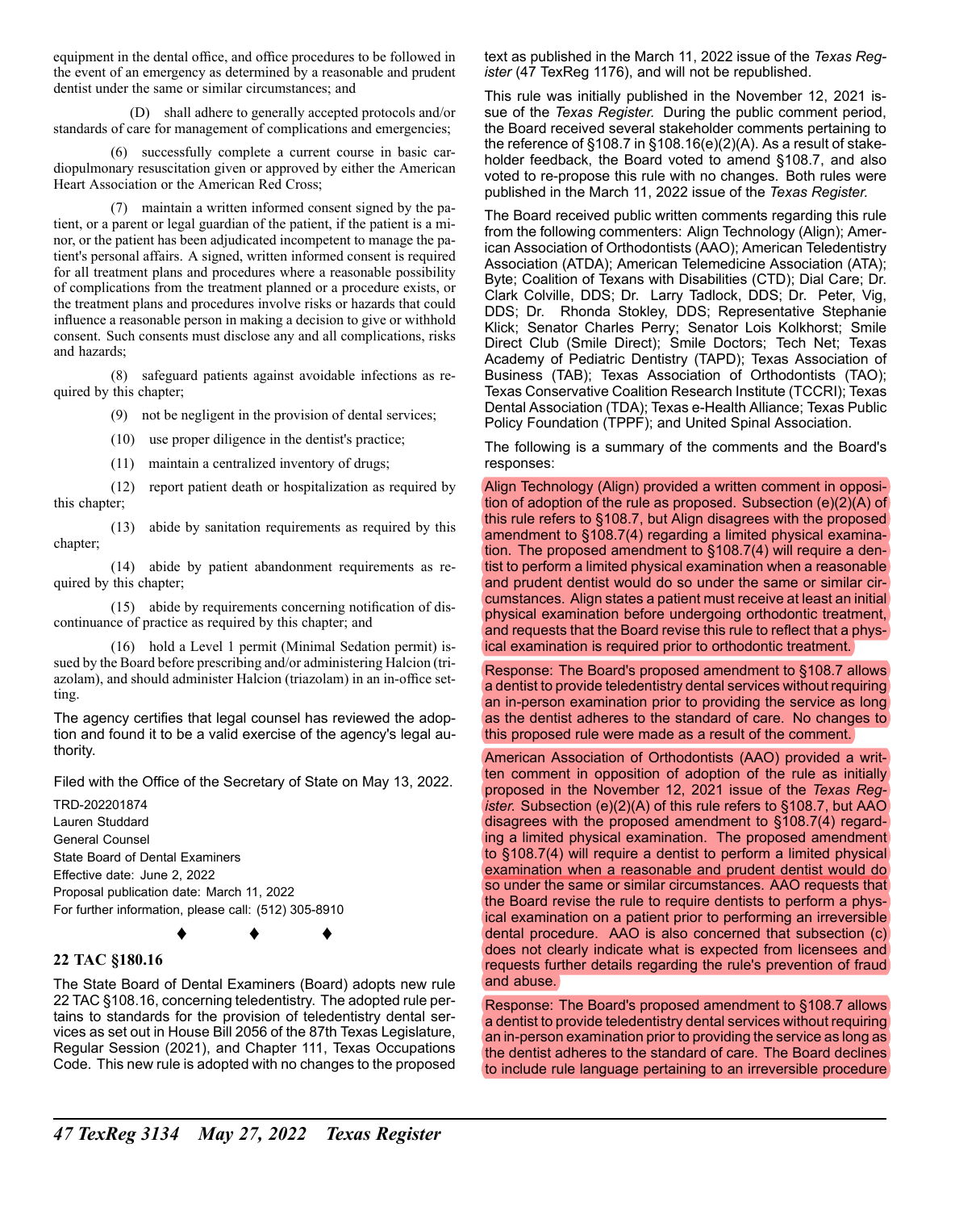equipment in the dental office, and office procedures to be followed in the event of an emergency as determined by a reasonable and prudent dentist under the same or similar circumstances; and

(D) shall adhere to generally accepted protocols and/or standards of care for management of complications and emergencies;

(6) successfully complete a current course in basic cardiopulmonary resuscitation given or approved by either the American Heart Association or the American Red Cross;

(7) maintain a written informed consent signed by the patient, or a parent or legal guardian of the patient, if the patient is a minor, or the patient has been adjudicated incompetent to manage the patient's personal affairs. A signed, written informed consent is required for all treatment plans and procedures where a reasonable possibility of complications from the treatment planned or a procedure exists, or the treatment plans and procedures involve risks or hazards that could influence a reasonable person in making a decision to give or withhold consent. Such consents must disclose any and all complications, risks and hazards;

(8) safeguard patients against avoidable infections as required by this chapter;

(9) not be negligent in the provision of dental services;

(10) use proper diligence in the dentist's practice;

(11) maintain a centralized inventory of drugs;

(12) report patient death or hospitalization as required by this chapter;

(13) abide by sanitation requirements as required by this chapter;

(14) abide by patient abandonment requirements as required by this chapter;

(15) abide by requirements concerning notification of discontinuance of practice as required by this chapter; and

(16) hold a Level 1 permit (Minimal Sedation permit) issued by the Board before prescribing and/or administering Halcion (triazolam), and should administer Halcion (triazolam) in an in-office setting.

The agency certifies that legal counsel has reviewed the adoption and found it to be a valid exercise of the agency's legal authority.

Filed with the Office of the Secretary of State on May 13, 2022.

TRD-202201874
Lauren Studdard
General Counsel
State Board of Dental Examiners
Effective date: June 2, 2022
Proposal publication date: March 11, 2022
For further information, please call: (512) 305-8910

♦ ♦ ♦

## 22 TAC §180.16

The State Board of Dental Examiners (Board) adopts new rule 22 TAC §108.16, concerning teledentistry. The adopted rule pertains to standards for the provision of teledentistry dental services as set out in House Bill 2056 of the 87th Texas Legislature, Regular Session (2021), and Chapter 111, Texas Occupations Code. This new rule is adopted with no changes to the proposed text as published in the March 11, 2022 issue of the *Texas Register* (47 TexReg 1176), and will not be republished.

This rule was initially published in the November 12, 2021 issue of the *Texas Register.* During the public comment period, the Board received several stakeholder comments pertaining to the reference of §108.7 in §108.16(e)(2)(A). As a result of stakeholder feedback, the Board voted to amend §108.7, and also voted to re-propose this rule with no changes. Both rules were published in the March 11, 2022 issue of the *Texas Register.*

The Board received public written comments regarding this rule from the following commenters: Align Technology (Align); American Association of Orthodontists (AAO); American Teledentistry Association (ATDA); American Telemedicine Association (ATA); Byte; Coalition of Texans with Disabilities (CTD); Dial Care; Dr. Clark Colville, DDS; Dr. Larry Tadlock, DDS; Dr. Peter, Vig, DDS; Dr. Rhonda Stokley, DDS; Representative Stephanie Klick; Senator Charles Perry; Senator Lois Kolkhorst; Smile Direct Club (Smile Direct); Smile Doctors; Tech Net; Texas Academy of Pediatric Dentistry (TAPD); Texas Association of Business (TAB); Texas Association of Orthodontists (TAO); Texas Conservative Coalition Research Institute (TCCRI); Texas Dental Association (TDA); Texas e-Health Alliance; Texas Public Policy Foundation (TPPF); and United Spinal Association.

The following is a summary of the comments and the Board's responses:

Align Technology (Align) provided a written comment in opposition of adoption of the rule as proposed. Subsection (e)(2)(A) of this rule refers to §108.7, but Align disagrees with the proposed amendment to §108.7(4) regarding a limited physical examination. The proposed amendment to §108.7(4) will require a dentist to perform a limited physical examination when a reasonable and prudent dentist would do so under the same or similar circumstances. Align states a patient must receive at least an initial physical examination before undergoing orthodontic treatment, and requests that the Board revise this rule to reflect that a physical examination is required prior to orthodontic treatment.

Response: The Board's proposed amendment to §108.7 allows a dentist to provide teledentistry dental services without requiring an in-person examination prior to providing the service as long as the dentist adheres to the standard of care. No changes to this proposed rule were made as a result of the comment.

American Association of Orthodontists (AAO) provided a written comment in opposition of adoption of the rule as initially proposed in the November 12, 2021 issue of the *Texas Register.* Subsection (e)(2)(A) of this rule refers to §108.7, but AAO disagrees with the proposed amendment to §108.7(4) regarding a limited physical examination. The proposed amendment to §108.7(4) will require a dentist to perform a limited physical examination when a reasonable and prudent dentist would do so under the same or similar circumstances. AAO requests that the Board revise the rule to require dentists to perform a physical examination on a patient prior to performing an irreversible dental procedure. AAO is also concerned that subsection (c) does not clearly indicate what is expected from licensees and requests further details regarding the rule's prevention of fraud and abuse.

Response: The Board's proposed amendment to §108.7 allows a dentist to provide teledentistry dental services without requiring an in-person examination prior to providing the service as long as the dentist adheres to the standard of care. The Board declines to include rule language pertaining to an irreversible procedure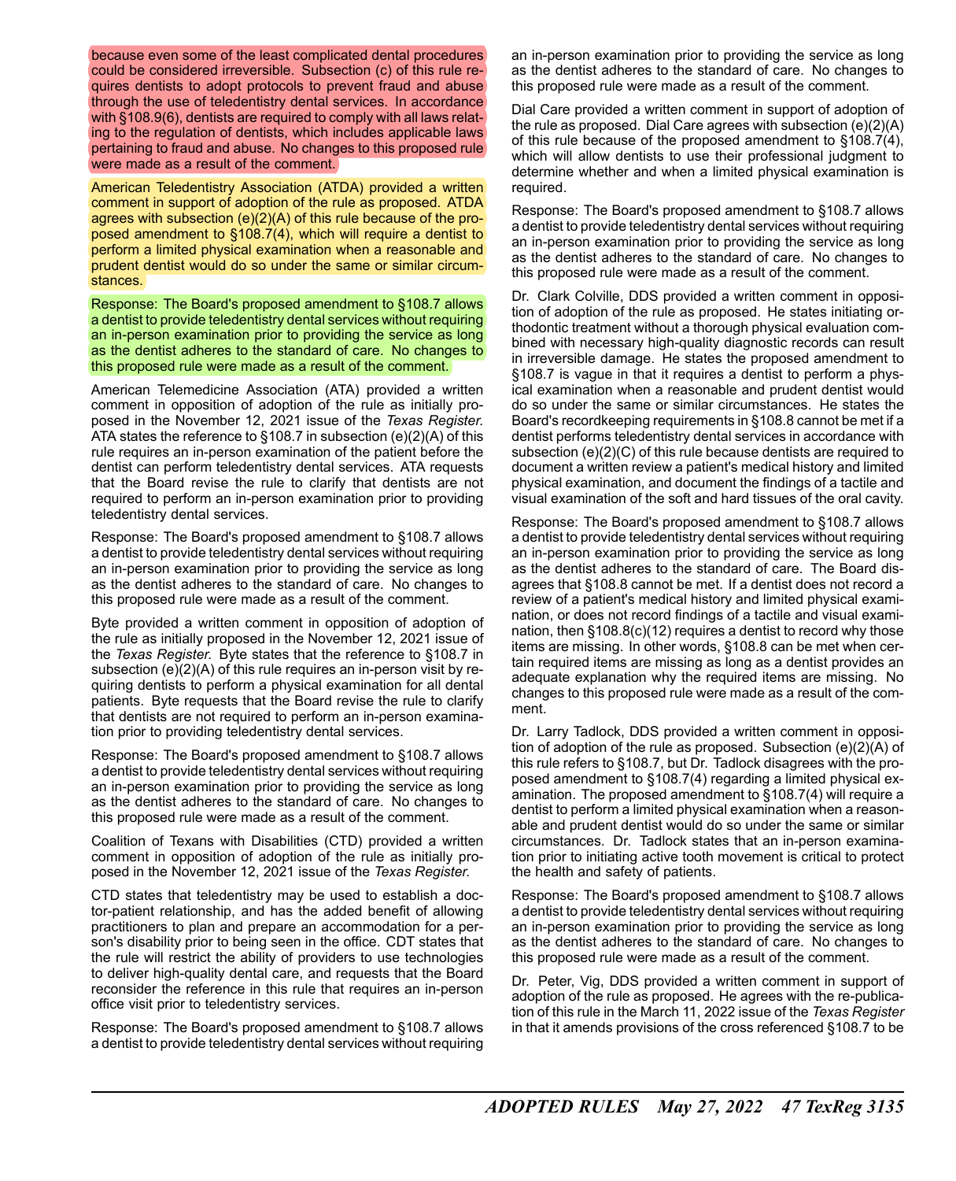because even some of the least complicated dental procedures could be considered irreversible. Subsection (c) of this rule requires dentists to adopt protocols to prevent fraud and abuse through the use of teledentistry dental services. In accordance with §108.9(6), dentists are required to comply with all laws relating to the regulation of dentists, which includes applicable laws pertaining to fraud and abuse. No changes to this proposed rule were made as a result of the comment.

American Teledentistry Association (ATDA) provided a written comment in support of adoption of the rule as proposed. ATDA agrees with subsection (e)(2)(A) of this rule because of the proposed amendment to §108.7(4), which will require a dentist to perform a limited physical examination when a reasonable and prudent dentist would do so under the same or similar circumstances.

Response: The Board's proposed amendment to §108.7 allows a dentist to provide teledentistry dental services without requiring an in-person examination prior to providing the service as long as the dentist adheres to the standard of care. No changes to this proposed rule were made as a result of the comment.

American Telemedicine Association (ATA) provided a written comment in opposition of adoption of the rule as initially proposed in the November 12, 2021 issue of the *Texas Register.* ATA states the reference to §108.7 in subsection (e)(2)(A) of this rule requires an in-person examination of the patient before the dentist can perform teledentistry dental services. ATA requests that the Board revise the rule to clarify that dentists are not required to perform an in-person examination prior to providing teledentistry dental services.

Response: The Board's proposed amendment to §108.7 allows a dentist to provide teledentistry dental services without requiring an in-person examination prior to providing the service as long as the dentist adheres to the standard of care. No changes to this proposed rule were made as a result of the comment.

Byte provided a written comment in opposition of adoption of the rule as initially proposed in the November 12, 2021 issue of the *Texas Register.* Byte states that the reference to §108.7 in subsection (e)(2)(A) of this rule requires an in-person visit by requiring dentists to perform a physical examination for all dental patients. Byte requests that the Board revise the rule to clarify that dentists are not required to perform an in-person examination prior to providing teledentistry dental services.

Response: The Board's proposed amendment to §108.7 allows a dentist to provide teledentistry dental services without requiring an in-person examination prior to providing the service as long as the dentist adheres to the standard of care. No changes to this proposed rule were made as a result of the comment.

Coalition of Texans with Disabilities (CTD) provided a written comment in opposition of adoption of the rule as initially proposed in the November 12, 2021 issue of the *Texas Register.*

CTD states that teledentistry may be used to establish a doctor-patient relationship, and has the added benefit of allowing practitioners to plan and prepare an accommodation for a person's disability prior to being seen in the office. CDT states that the rule will restrict the ability of providers to use technologies to deliver high-quality dental care, and requests that the Board reconsider the reference in this rule that requires an in-person office visit prior to teledentistry services.

Response: The Board's proposed amendment to §108.7 allows a dentist to provide teledentistry dental services without requiring an in-person examination prior to providing the service as long as the dentist adheres to the standard of care. No changes to this proposed rule were made as a result of the comment.

Dial Care provided a written comment in support of adoption of the rule as proposed. Dial Care agrees with subsection (e)(2)(A) of this rule because of the proposed amendment to §108.7(4), which will allow dentists to use their professional judgment to determine whether and when a limited physical examination is required.

Response: The Board's proposed amendment to §108.7 allows a dentist to provide teledentistry dental services without requiring an in-person examination prior to providing the service as long as the dentist adheres to the standard of care. No changes to this proposed rule were made as a result of the comment.

Dr. Clark Colville, DDS provided a written comment in opposition of adoption of the rule as proposed. He states initiating orthodontic treatment without a thorough physical evaluation combined with necessary high-quality diagnostic records can result in irreversible damage. He states the proposed amendment to §108.7 is vague in that it requires a dentist to perform a physical examination when a reasonable and prudent dentist would do so under the same or similar circumstances. He states the Board's recordkeeping requirements in §108.8 cannot be met if a dentist performs teledentistry dental services in accordance with subsection (e)(2)(C) of this rule because dentists are required to document a written review a patient's medical history and limited physical examination, and document the findings of a tactile and visual examination of the soft and hard tissues of the oral cavity.

Response: The Board's proposed amendment to §108.7 allows a dentist to provide teledentistry dental services without requiring an in-person examination prior to providing the service as long as the dentist adheres to the standard of care. The Board disagrees that §108.8 cannot be met. If a dentist does not record a review of a patient's medical history and limited physical examination, or does not record findings of a tactile and visual examination, then §108.8(c)(12) requires a dentist to record why those items are missing. In other words, §108.8 can be met when certain required items are missing as long as a dentist provides an adequate explanation why the required items are missing. No changes to this proposed rule were made as a result of the comment.

Dr. Larry Tadlock, DDS provided a written comment in opposition of adoption of the rule as proposed. Subsection (e)(2)(A) of this rule refers to §108.7, but Dr. Tadlock disagrees with the proposed amendment to §108.7(4) regarding a limited physical examination. The proposed amendment to §108.7(4) will require a dentist to perform a limited physical examination when a reasonable and prudent dentist would do so under the same or similar circumstances. Dr. Tadlock states that an in-person examination prior to initiating active tooth movement is critical to protect the health and safety of patients.

Response: The Board's proposed amendment to §108.7 allows a dentist to provide teledentistry dental services without requiring an in-person examination prior to providing the service as long as the dentist adheres to the standard of care. No changes to this proposed rule were made as a result of the comment.

Dr. Peter, Vig, DDS provided a written comment in support of adoption of the rule as proposed. He agrees with the re-publication of this rule in the March 11, 2022 issue of the *Texas Register* in that it amends provisions of the cross referenced §108.7 to be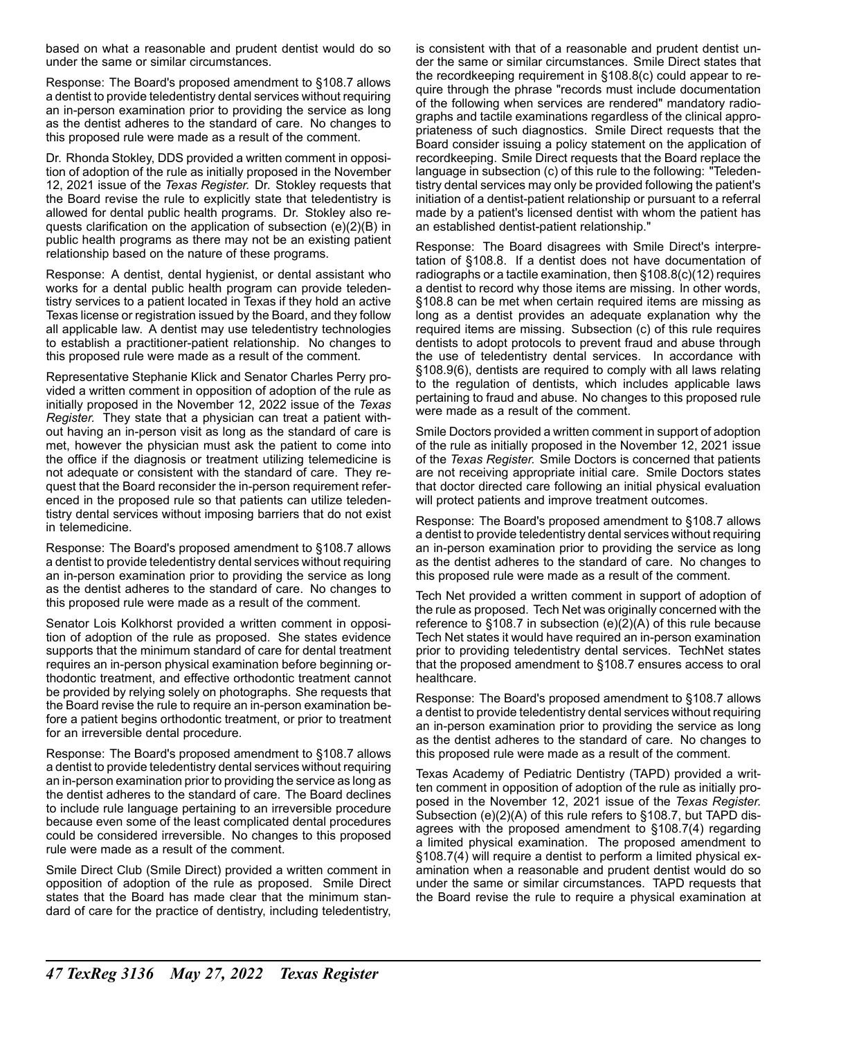based on what a reasonable and prudent dentist would do so under the same or similar circumstances.

Response: The Board's proposed amendment to §108.7 allows a dentist to provide teledentistry dental services without requiring an in-person examination prior to providing the service as long as the dentist adheres to the standard of care. No changes to this proposed rule were made as a result of the comment.

Dr. Rhonda Stokley, DDS provided a written comment in opposition of adoption of the rule as initially proposed in the November 12, 2021 issue of the *Texas Register.* Dr. Stokley requests that the Board revise the rule to explicitly state that teledentistry is allowed for dental public health programs. Dr. Stokley also requests clarification on the application of subsection (e)(2)(B) in public health programs as there may not be an existing patient relationship based on the nature of these programs.

Response: A dentist, dental hygienist, or dental assistant who works for a dental public health program can provide teledentistry services to a patient located in Texas if they hold an active Texas license or registration issued by the Board, and they follow all applicable law. A dentist may use teledentistry technologies to establish a practitioner-patient relationship. No changes to this proposed rule were made as a result of the comment.

Representative Stephanie Klick and Senator Charles Perry provided a written comment in opposition of adoption of the rule as initially proposed in the November 12, 2022 issue of the *Texas Register.* They state that a physician can treat a patient without having an in-person visit as long as the standard of care is met, however the physician must ask the patient to come into the office if the diagnosis or treatment utilizing telemedicine is not adequate or consistent with the standard of care. They request that the Board reconsider the in-person requirement referenced in the proposed rule so that patients can utilize teledentistry dental services without imposing barriers that do not exist in telemedicine.

Response: The Board's proposed amendment to §108.7 allows a dentist to provide teledentistry dental services without requiring an in-person examination prior to providing the service as long as the dentist adheres to the standard of care. No changes to this proposed rule were made as a result of the comment.

Senator Lois Kolkhorst provided a written comment in opposition of adoption of the rule as proposed. She states evidence supports that the minimum standard of care for dental treatment requires an in-person physical examination before beginning orthodontic treatment, and effective orthodontic treatment cannot be provided by relying solely on photographs. She requests that the Board revise the rule to require an in-person examination before a patient begins orthodontic treatment, or prior to treatment for an irreversible dental procedure.

Response: The Board's proposed amendment to §108.7 allows a dentist to provide teledentistry dental services without requiring an in-person examination prior to providing the service as long as the dentist adheres to the standard of care. The Board declines to include rule language pertaining to an irreversible procedure because even some of the least complicated dental procedures could be considered irreversible. No changes to this proposed rule were made as a result of the comment.

Smile Direct Club (Smile Direct) provided a written comment in opposition of adoption of the rule as proposed. Smile Direct states that the Board has made clear that the minimum standard of care for the practice of dentistry, including teledentistry, is consistent with that of a reasonable and prudent dentist under the same or similar circumstances. Smile Direct states that the recordkeeping requirement in §108.8(c) could appear to require through the phrase "records must include documentation of the following when services are rendered" mandatory radiographs and tactile examinations regardless of the clinical appropriateness of such diagnostics. Smile Direct requests that the Board consider issuing a policy statement on the application of recordkeeping. Smile Direct requests that the Board replace the language in subsection (c) of this rule to the following: "Teledentistry dental services may only be provided following the patient's initiation of a dentist-patient relationship or pursuant to a referral made by a patient's licensed dentist with whom the patient has an established dentist-patient relationship."

Response: The Board disagrees with Smile Direct's interpretation of §108.8. If a dentist does not have documentation of radiographs or a tactile examination, then §108.8(c)(12) requires a dentist to record why those items are missing. In other words, §108.8 can be met when certain required items are missing as long as a dentist provides an adequate explanation why the required items are missing. Subsection (c) of this rule requires dentists to adopt protocols to prevent fraud and abuse through the use of teledentistry dental services. In accordance with §108.9(6), dentists are required to comply with all laws relating to the regulation of dentists, which includes applicable laws pertaining to fraud and abuse. No changes to this proposed rule were made as a result of the comment.

Smile Doctors provided a written comment in support of adoption of the rule as initially proposed in the November 12, 2021 issue of the *Texas Register.* Smile Doctors is concerned that patients are not receiving appropriate initial care. Smile Doctors states that doctor directed care following an initial physical evaluation will protect patients and improve treatment outcomes.

Response: The Board's proposed amendment to §108.7 allows a dentist to provide teledentistry dental services without requiring an in-person examination prior to providing the service as long as the dentist adheres to the standard of care. No changes to this proposed rule were made as a result of the comment.

Tech Net provided a written comment in support of adoption of the rule as proposed. Tech Net was originally concerned with the reference to §108.7 in subsection (e)(2)(A) of this rule because Tech Net states it would have required an in-person examination prior to providing teledentistry dental services. TechNet states that the proposed amendment to §108.7 ensures access to oral healthcare.

Response: The Board's proposed amendment to §108.7 allows a dentist to provide teledentistry dental services without requiring an in-person examination prior to providing the service as long as the dentist adheres to the standard of care. No changes to this proposed rule were made as a result of the comment.

Texas Academy of Pediatric Dentistry (TAPD) provided a written comment in opposition of adoption of the rule as initially proposed in the November 12, 2021 issue of the *Texas Register.* Subsection (e)(2)(A) of this rule refers to §108.7, but TAPD disagrees with the proposed amendment to §108.7(4) regarding a limited physical examination. The proposed amendment to §108.7(4) will require a dentist to perform a limited physical examination when a reasonable and prudent dentist would do so under the same or similar circumstances. TAPD requests that the Board revise the rule to require a physical examination at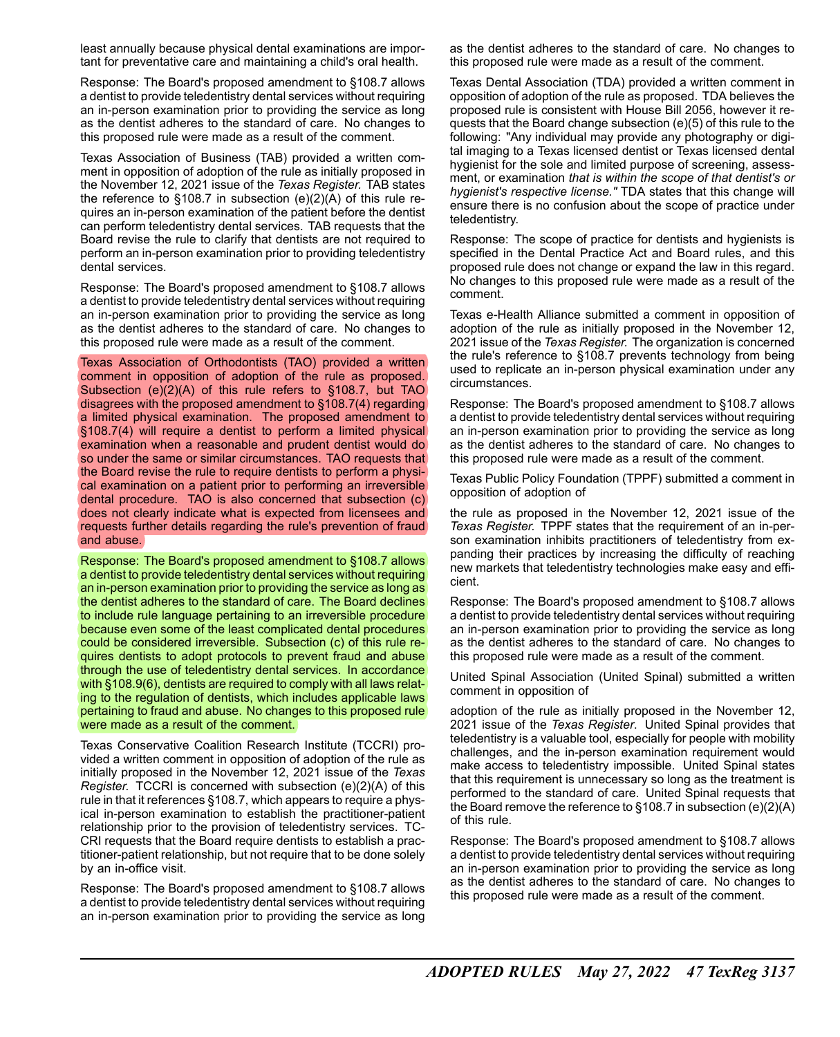least annually because physical dental examinations are important for preventative care and maintaining a child's oral health.

Response: The Board's proposed amendment to §108.7 allows a dentist to provide teledentistry dental services without requiring an in-person examination prior to providing the service as long as the dentist adheres to the standard of care. No changes to this proposed rule were made as a result of the comment.

Texas Association of Business (TAB) provided a written comment in opposition of adoption of the rule as initially proposed in the November 12, 2021 issue of the *Texas Register.* TAB states the reference to §108.7 in subsection (e)(2)(A) of this rule requires an in-person examination of the patient before the dentist can perform teledentistry dental services. TAB requests that the Board revise the rule to clarify that dentists are not required to perform an in-person examination prior to providing teledentistry dental services.

Response: The Board's proposed amendment to §108.7 allows a dentist to provide teledentistry dental services without requiring an in-person examination prior to providing the service as long as the dentist adheres to the standard of care. No changes to this proposed rule were made as a result of the comment.

Texas Association of Orthodontists (TAO) provided a written comment in opposition of adoption of the rule as proposed. Subsection (e)(2)(A) of this rule refers to §108.7, but TAO disagrees with the proposed amendment to §108.7(4) regarding a limited physical examination. The proposed amendment to §108.7(4) will require a dentist to perform a limited physical examination when a reasonable and prudent dentist would do so under the same or similar circumstances. TAO requests that the Board revise the rule to require dentists to perform a physical examination on a patient prior to performing an irreversible dental procedure. TAO is also concerned that subsection (c) does not clearly indicate what is expected from licensees and requests further details regarding the rule's prevention of fraud and abuse.

Response: The Board's proposed amendment to §108.7 allows a dentist to provide teledentistry dental services without requiring an in-person examination prior to providing the service as long as the dentist adheres to the standard of care. The Board declines to include rule language pertaining to an irreversible procedure because even some of the least complicated dental procedures could be considered irreversible. Subsection (c) of this rule requires dentists to adopt protocols to prevent fraud and abuse through the use of teledentistry dental services. In accordance with §108.9(6), dentists are required to comply with all laws relating to the regulation of dentists, which includes applicable laws pertaining to fraud and abuse. No changes to this proposed rule were made as a result of the comment.

Texas Conservative Coalition Research Institute (TCCRI) provided a written comment in opposition of adoption of the rule as initially proposed in the November 12, 2021 issue of the *Texas Register.* TCCRI is concerned with subsection (e)(2)(A) of this rule in that it references §108.7, which appears to require a physical in-person examination to establish the practitioner-patient relationship prior to the provision of teledentistry services. TCCRI requests that the Board require dentists to establish a practitioner-patient relationship, but not require that to be done solely by an in-office visit.

Response: The Board's proposed amendment to §108.7 allows a dentist to provide teledentistry dental services without requiring an in-person examination prior to providing the service as long as the dentist adheres to the standard of care. No changes to this proposed rule were made as a result of the comment.

Texas Dental Association (TDA) provided a written comment in opposition of adoption of the rule as proposed. TDA believes the proposed rule is consistent with House Bill 2056, however it requests that the Board change subsection (e)(5) of this rule to the following: "Any individual may provide any photography or digital imaging to a Texas licensed dentist or Texas licensed dental hygienist for the sole and limited purpose of screening, assessment, or examination *that is within the scope of that dentist's or hygienist's respective license."* TDA states that this change will ensure there is no confusion about the scope of practice under teledentistry.

Response: The scope of practice for dentists and hygienists is specified in the Dental Practice Act and Board rules, and this proposed rule does not change or expand the law in this regard. No changes to this proposed rule were made as a result of the comment.

Texas e-Health Alliance submitted a comment in opposition of adoption of the rule as initially proposed in the November 12, 2021 issue of the *Texas Register.* The organization is concerned the rule's reference to §108.7 prevents technology from being used to replicate an in-person physical examination under any circumstances.

Response: The Board's proposed amendment to §108.7 allows a dentist to provide teledentistry dental services without requiring an in-person examination prior to providing the service as long as the dentist adheres to the standard of care. No changes to this proposed rule were made as a result of the comment.

Texas Public Policy Foundation (TPPF) submitted a comment in opposition of adoption of the rule as proposed in the November 12, 2021 issue of the *Texas Register.* TPPF states that the requirement of an in-person examination inhibits practitioners of teledentistry from expanding their practices by increasing the difficulty of reaching new markets that teledentistry technologies make easy and efficient.

Response: The Board's proposed amendment to §108.7 allows a dentist to provide teledentistry dental services without requiring an in-person examination prior to providing the service as long as the dentist adheres to the standard of care. No changes to this proposed rule were made as a result of the comment.

United Spinal Association (United Spinal) submitted a written comment in opposition of adoption of the rule as initially proposed in the November 12, 2021 issue of the *Texas Register*. United Spinal provides that teledentistry is a valuable tool, especially for people with mobility challenges, and the in-person examination requirement would make access to teledentistry impossible. United Spinal states that this requirement is unnecessary so long as the treatment is performed to the standard of care. United Spinal requests that the Board remove the reference to §108.7 in subsection (e)(2)(A) of this rule.

Response: The Board's proposed amendment to §108.7 allows a dentist to provide teledentistry dental services without requiring an in-person examination prior to providing the service as long as the dentist adheres to the standard of care. No changes to this proposed rule were made as a result of the comment.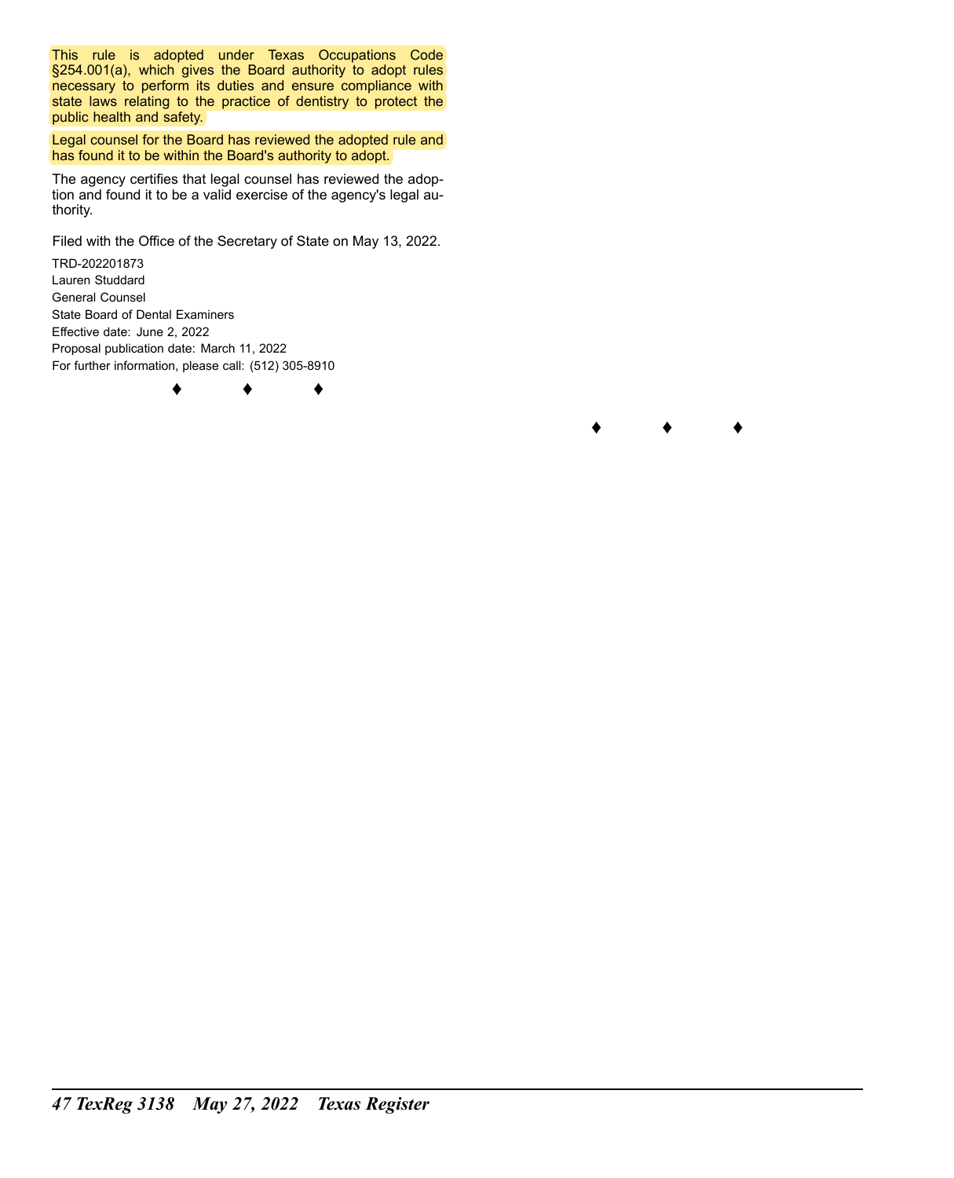This rule is adopted under Texas Occupations Code §254.001(a), which gives the Board authority to adopt rules necessary to perform its duties and ensure compliance with state laws relating to the practice of dentistry to protect the public health and safety.

Legal counsel for the Board has reviewed the adopted rule and has found it to be within the Board's authority to adopt.

The agency certifies that legal counsel has reviewed the adoption and found it to be a valid exercise of the agency's legal authority.

Filed with the Office of the Secretary of State on May 13, 2022.

TRD-202201873
Lauren Studdard
General Counsel
State Board of Dental Examiners
Effective date: June 2, 2022
Proposal publication date: March 11, 2022
For further information, please call: (512) 305-8910

♦ ♦ ♦

♦ ♦ ♦